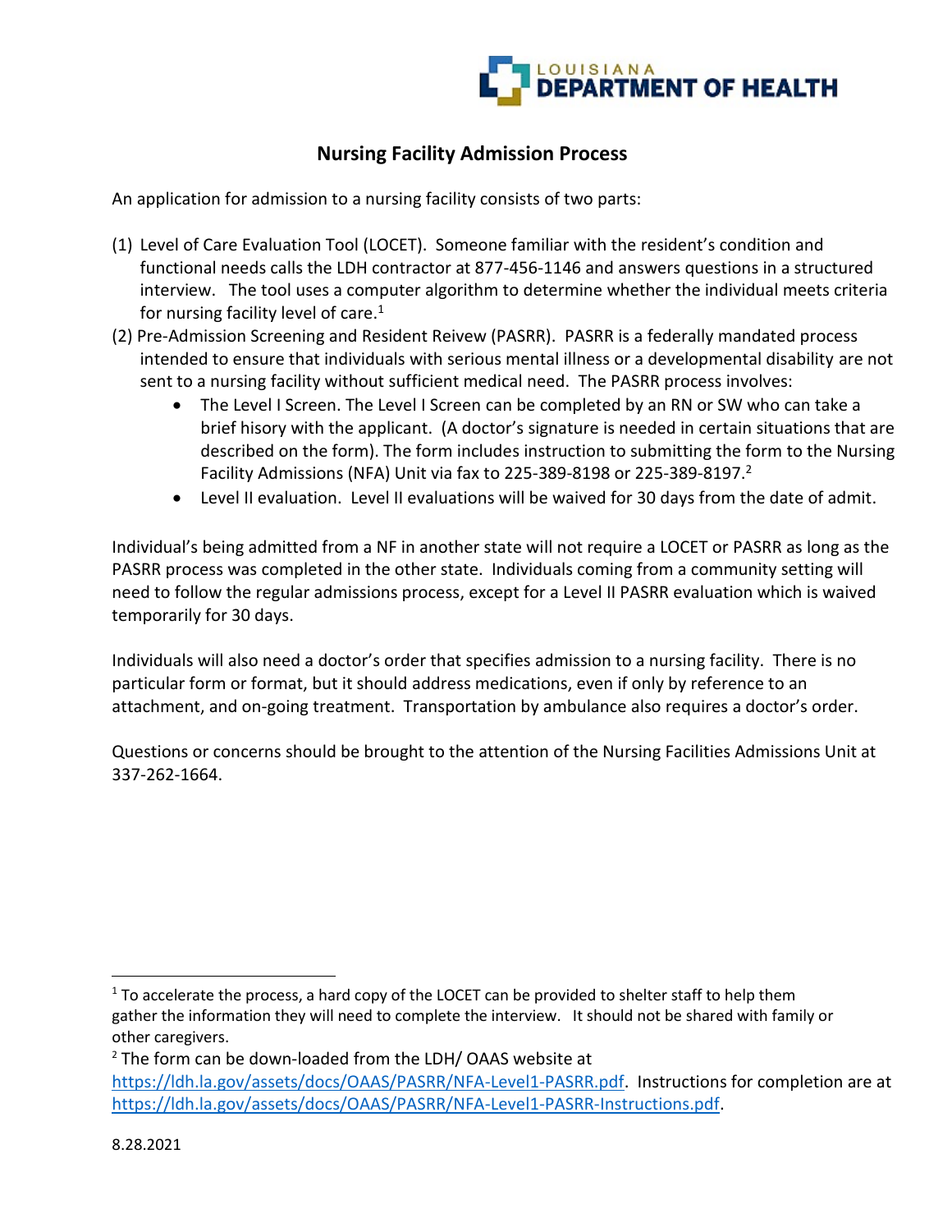LOUISIANA DEPARTMENT OF HEALTH

# Nursing Facility Admission Process

An application for admission to a nursing facility consists of two parts:

(1) Level of Care Evaluation Tool (LOCET). Someone familiar with the resident's condition and functional needs calls the LDH contractor at 877-456-1146 and answers questions in a structured interview. The tool uses a computer algorithm to determine whether the individual meets criteria for nursing facility level of care.[1]

(2) Pre-Admission Screening and Resident Reivew (PASRR). PASRR is a federally mandated process intended to ensure that individuals with serious mental illness or a developmental disability are not sent to a nursing facility without sufficient medical need. The PASRR process involves:

- The Level I Screen. The Level I Screen can be completed by an RN or SW who can take a brief hisory with the applicant. (A doctor's signature is needed in certain situations that are described on the form). The form includes instruction to submitting the form to the Nursing Facility Admissions (NFA) Unit via fax to 225-389-8198 or 225-389-8197.[2]
- Level II evaluation. Level II evaluations will be waived for 30 days from the date of admit.

Individual's being admitted from a NF in another state will not require a LOCET or PASRR as long as the PASRR process was completed in the other state. Individuals coming from a community setting will need to follow the regular admissions process, except for a Level II PASRR evaluation which is waived temporarily for 30 days.

Individuals will also need a doctor's order that specifies admission to a nursing facility. There is no particular form or format, but it should address medications, even if only by reference to an attachment, and on-going treatment. Transportation by ambulance also requires a doctor's order.

Questions or concerns should be brought to the attention of the Nursing Facilities Admissions Unit at 337-262-1664.

---

[1] To accelerate the process, a hard copy of the LOCET can be provided to shelter staff to help them gather the information they will need to complete the interview. It should not be shared with family or other caregivers.

[2] The form can be down-loaded from the LDH/ OAAS website at https://ldh.la.gov/assets/docs/OAAS/PASRR/NFA-Level1-PASRR.pdf. Instructions for completion are at https://ldh.la.gov/assets/docs/OAAS/PASRR/NFA-Level1-PASRR-Instructions.pdf.

8.28.2021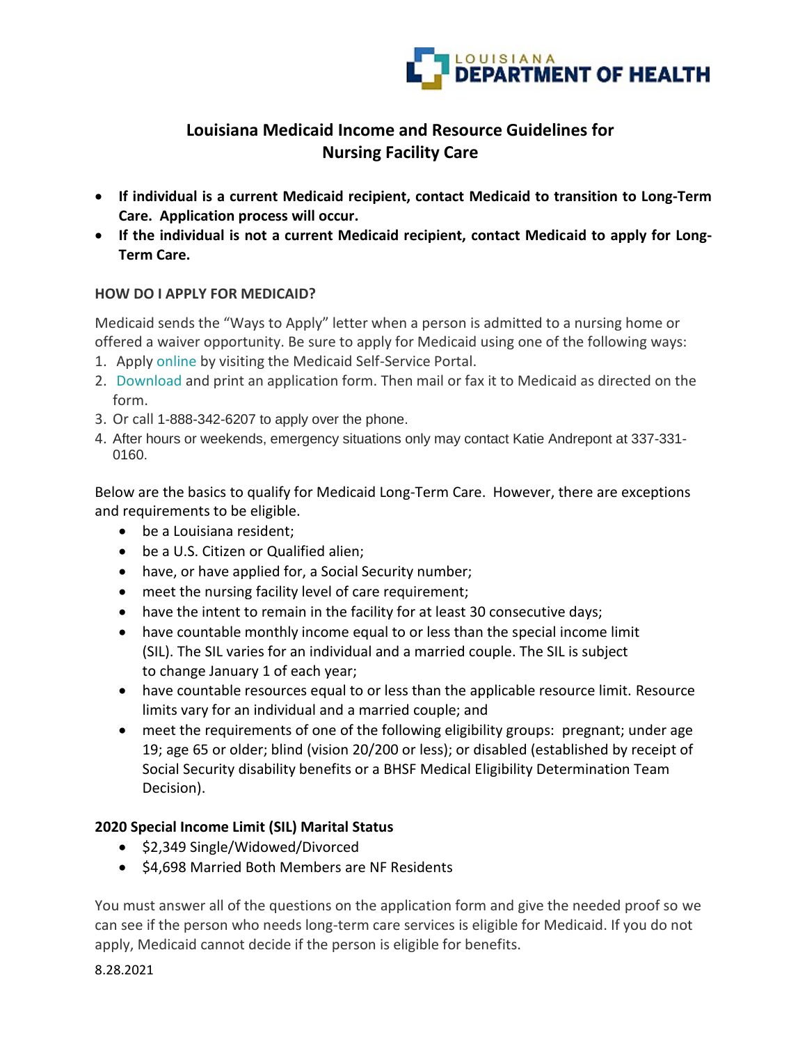# Louisiana Medicaid Income and Resource Guidelines for Nursing Facility Care

- **If individual is a current Medicaid recipient, contact Medicaid to transition to Long-Term Care. Application process will occur.**
- **If the individual is not a current Medicaid recipient, contact Medicaid to apply for Long-Term Care.**

### HOW DO I APPLY FOR MEDICAID?

Medicaid sends the "Ways to Apply" letter when a person is admitted to a nursing home or offered a waiver opportunity. Be sure to apply for Medicaid using one of the following ways:

1. Apply online by visiting the Medicaid Self-Service Portal.
2. Download and print an application form. Then mail or fax it to Medicaid as directed on the form.
3. Or call 1-888-342-6207 to apply over the phone.
4. After hours or weekends, emergency situations only may contact Katie Andrepont at 337-331-0160.

Below are the basics to qualify for Medicaid Long-Term Care. However, there are exceptions and requirements to be eligible.

- be a Louisiana resident;
- be a U.S. Citizen or Qualified alien;
- have, or have applied for, a Social Security number;
- meet the nursing facility level of care requirement;
- have the intent to remain in the facility for at least 30 consecutive days;
- have countable monthly income equal to or less than the special income limit (SIL). The SIL varies for an individual and a married couple. The SIL is subject to change January 1 of each year;
- have countable resources equal to or less than the applicable resource limit. Resource limits vary for an individual and a married couple; and
- meet the requirements of one of the following eligibility groups: pregnant; under age 19; age 65 or older; blind (vision 20/200 or less); or disabled (established by receipt of Social Security disability benefits or a BHSF Medical Eligibility Determination Team Decision).

### 2020 Special Income Limit (SIL) Marital Status

- $2,349 Single/Widowed/Divorced
- $4,698 Married Both Members are NF Residents

You must answer all of the questions on the application form and give the needed proof so we can see if the person who needs long-term care services is eligible for Medicaid. If you do not apply, Medicaid cannot decide if the person is eligible for benefits.

8.28.2021